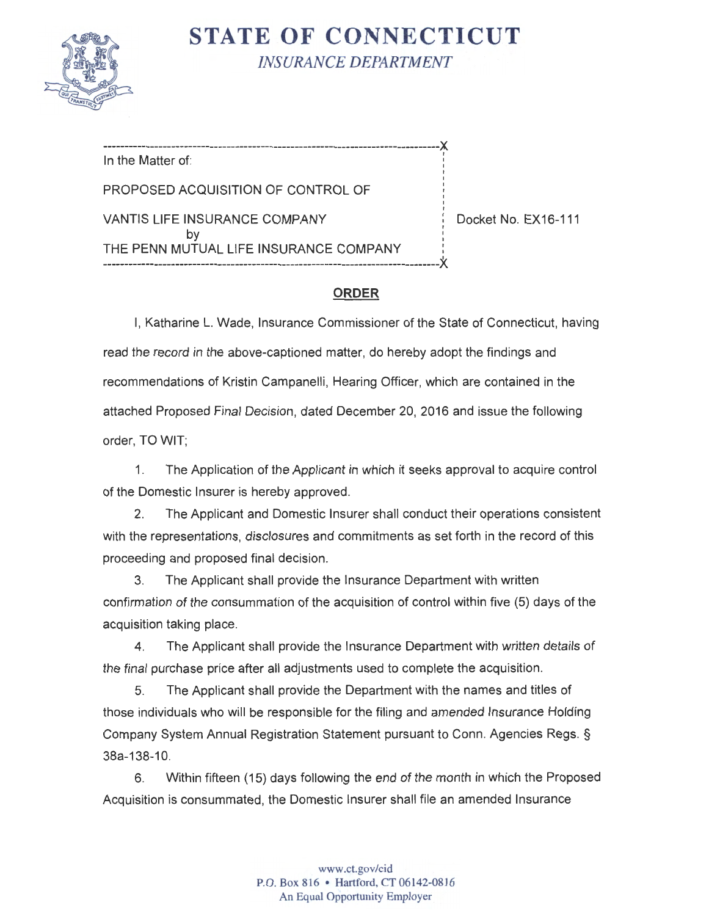# STATE OF CONNECTICUT

*INSURANCE DEPARTMENT*

| | |
|---|---|
| In the Matter of:<br><br>PROPOSED ACQUISITION OF CONTROL OF<br><br>VANTIS LIFE INSURANCE COMPANY<br>by<br>THE PENN MUTUAL LIFE INSURANCE COMPANY | Docket No. EX16-111 |

## ORDER

I, Katharine L. Wade, Insurance Commissioner of the State of Connecticut, having read the record in the above-captioned matter, do hereby adopt the findings and recommendations of Kristin Campanelli, Hearing Officer, which are contained in the attached Proposed Final Decision, dated December 20, 2016 and issue the following order, TO WIT;

1. The Application of the Applicant in which it seeks approval to acquire control of the Domestic Insurer is hereby approved.

2. The Applicant and Domestic Insurer shall conduct their operations consistent with the representations, disclosures and commitments as set forth in the record of this proceeding and proposed final decision.

3. The Applicant shall provide the Insurance Department with written confirmation of the consummation of the acquisition of control within five (5) days of the acquisition taking place.

4. The Applicant shall provide the Insurance Department with written details of the final purchase price after all adjustments used to complete the acquisition.

5. The Applicant shall provide the Department with the names and titles of those individuals who will be responsible for the filing and amended Insurance Holding Company System Annual Registration Statement pursuant to Conn. Agencies Regs. § 38a-138-10.

6. Within fifteen (15) days following the end of the month in which the Proposed Acquisition is consummated, the Domestic Insurer shall file an amended Insurance

www.ct.gov/cid
P.O. Box 816 • Hartford, CT 06142-0816
An Equal Opportunity Employer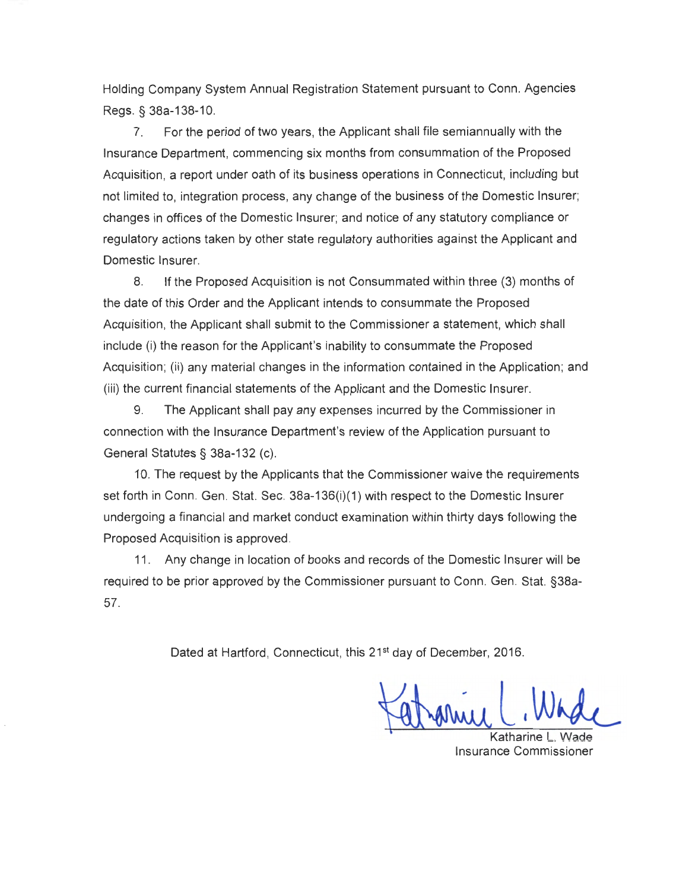Holding Company System Annual Registration Statement pursuant to Conn. Agencies Regs. § 38a-138-10.

7. For the period of two years, the Applicant shall file semiannually with the Insurance Department, commencing six months from consummation of the Proposed Acquisition, a report under oath of its business operations in Connecticut, including but not limited to, integration process, any change of the business of the Domestic Insurer; changes in offices of the Domestic Insurer; and notice of any statutory compliance or regulatory actions taken by other state regulatory authorities against the Applicant and Domestic Insurer.

8. If the Proposed Acquisition is not Consummated within three (3) months of the date of this Order and the Applicant intends to consummate the Proposed Acquisition, the Applicant shall submit to the Commissioner a statement, which shall include (i) the reason for the Applicant's inability to consummate the Proposed Acquisition; (ii) any material changes in the information contained in the Application; and (iii) the current financial statements of the Applicant and the Domestic Insurer.

9. The Applicant shall pay any expenses incurred by the Commissioner in connection with the Insurance Department's review of the Application pursuant to General Statutes § 38a-132 (c).

10. The request by the Applicants that the Commissioner waive the requirements set forth in Conn. Gen. Stat. Sec. 38a-136(i)(1) with respect to the Domestic Insurer undergoing a financial and market conduct examination within thirty days following the Proposed Acquisition is approved.

11. Any change in location of books and records of the Domestic Insurer will be required to be prior approved by the Commissioner pursuant to Conn. Gen. Stat. §38a-57.

Dated at Hartford, Connecticut, this 21st day of December, 2016.

Katharine L. Wade
Insurance Commissioner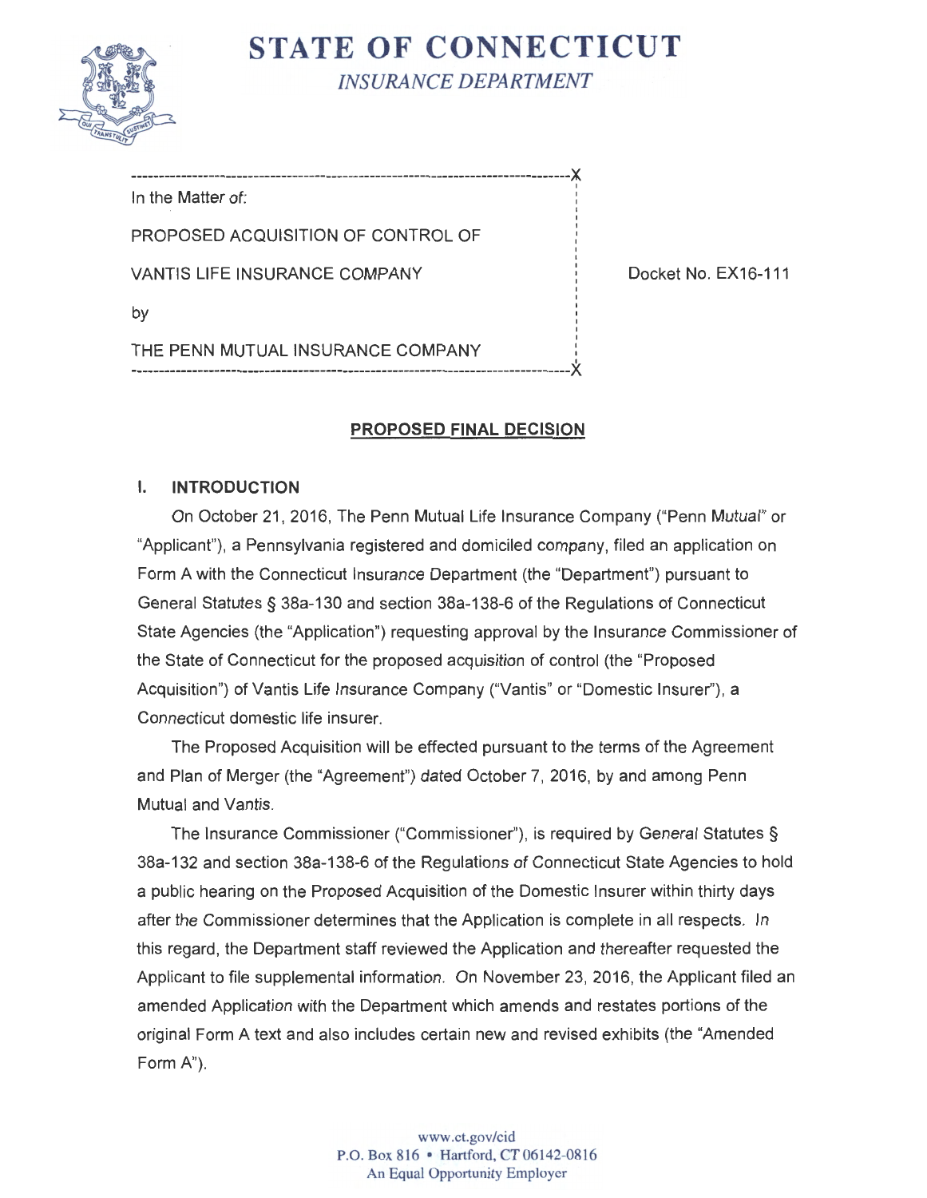# STATE OF CONNECTICUT

*INSURANCE DEPARTMENT*

---

In the Matter of:

PROPOSED ACQUISITION OF CONTROL OF

VANTIS LIFE INSURANCE COMPANY

by

THE PENN MUTUAL INSURANCE COMPANY

---

Docket No. EX16-111

## PROPOSED FINAL DECISION

### I. INTRODUCTION

On October 21, 2016, The Penn Mutual Life Insurance Company ("Penn Mutual" or "Applicant"), a Pennsylvania registered and domiciled company, filed an application on Form A with the Connecticut Insurance Department (the "Department") pursuant to General Statutes § 38a-130 and section 38a-138-6 of the Regulations of Connecticut State Agencies (the "Application") requesting approval by the Insurance Commissioner of the State of Connecticut for the proposed acquisition of control (the "Proposed Acquisition") of Vantis Life Insurance Company ("Vantis" or "Domestic Insurer"), a Connecticut domestic life insurer.

The Proposed Acquisition will be effected pursuant to the terms of the Agreement and Plan of Merger (the "Agreement") dated October 7, 2016, by and among Penn Mutual and Vantis.

The Insurance Commissioner ("Commissioner"), is required by General Statutes § 38a-132 and section 38a-138-6 of the Regulations of Connecticut State Agencies to hold a public hearing on the Proposed Acquisition of the Domestic Insurer within thirty days after the Commissioner determines that the Application is complete in all respects. In this regard, the Department staff reviewed the Application and thereafter requested the Applicant to file supplemental information. On November 23, 2016, the Applicant filed an amended Application with the Department which amends and restates portions of the original Form A text and also includes certain new and revised exhibits (the "Amended Form A").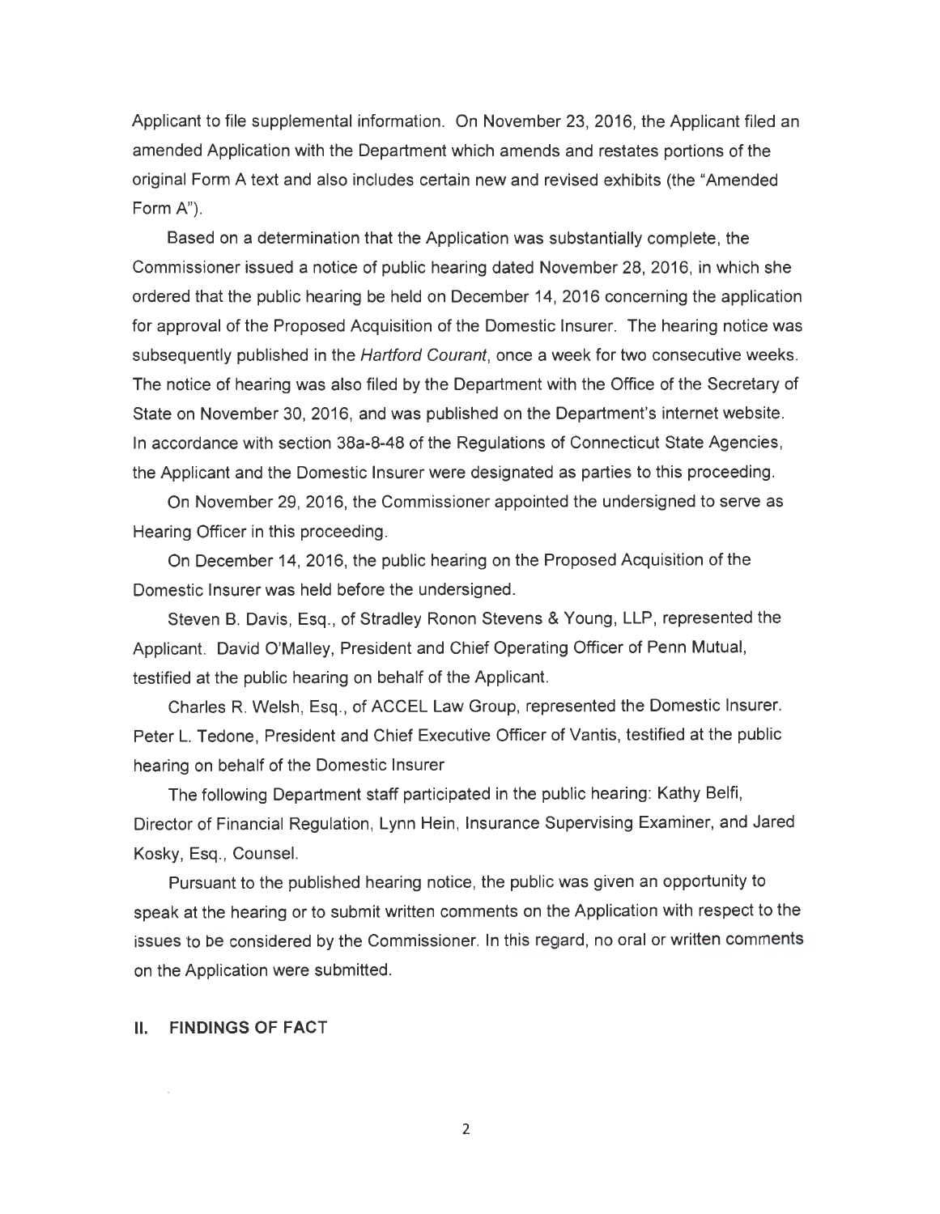Applicant to file supplemental information. On November 23, 2016, the Applicant filed an amended Application with the Department which amends and restates portions of the original Form A text and also includes certain new and revised exhibits (the "Amended Form A").

Based on a determination that the Application was substantially complete, the Commissioner issued a notice of public hearing dated November 28, 2016, in which she ordered that the public hearing be held on December 14, 2016 concerning the application for approval of the Proposed Acquisition of the Domestic Insurer. The hearing notice was subsequently published in the *Hartford Courant*, once a week for two consecutive weeks. The notice of hearing was also filed by the Department with the Office of the Secretary of State on November 30, 2016, and was published on the Department's internet website. In accordance with section 38a-8-48 of the Regulations of Connecticut State Agencies, the Applicant and the Domestic Insurer were designated as parties to this proceeding.

On November 29, 2016, the Commissioner appointed the undersigned to serve as Hearing Officer in this proceeding.

On December 14, 2016, the public hearing on the Proposed Acquisition of the Domestic Insurer was held before the undersigned.

Steven B. Davis, Esq., of Stradley Ronon Stevens & Young, LLP, represented the Applicant. David O'Malley, President and Chief Operating Officer of Penn Mutual, testified at the public hearing on behalf of the Applicant.

Charles R. Welsh, Esq., of ACCEL Law Group, represented the Domestic Insurer. Peter L. Tedone, President and Chief Executive Officer of Vantis, testified at the public hearing on behalf of the Domestic Insurer

The following Department staff participated in the public hearing: Kathy Belfi, Director of Financial Regulation, Lynn Hein, Insurance Supervising Examiner, and Jared Kosky, Esq., Counsel.

Pursuant to the published hearing notice, the public was given an opportunity to speak at the hearing or to submit written comments on the Application with respect to the issues to be considered by the Commissioner. In this regard, no oral or written comments on the Application were submitted.

## II. FINDINGS OF FACT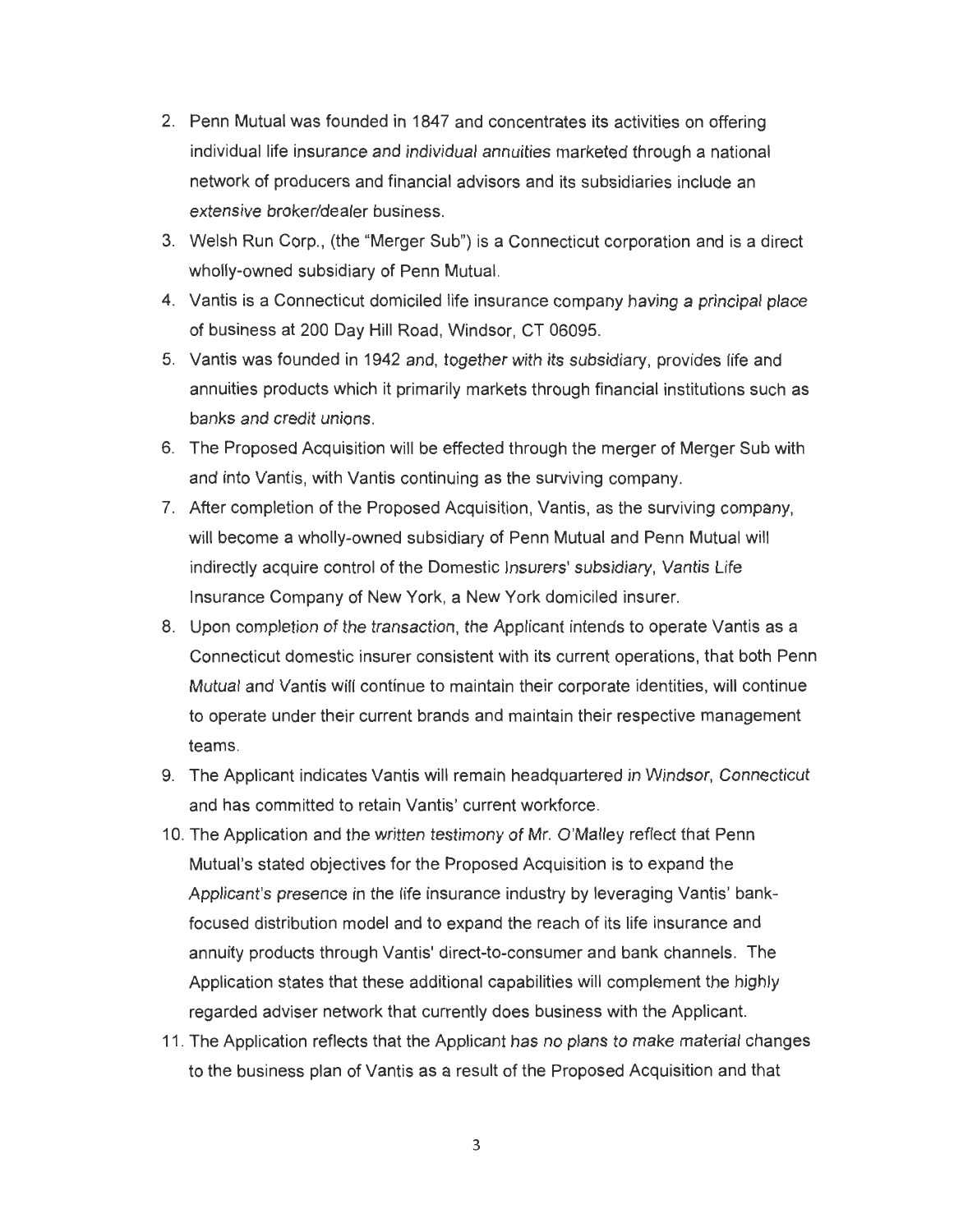2. Penn Mutual was founded in 1847 and concentrates its activities on offering individual life insurance and individual annuities marketed through a national network of producers and financial advisors and its subsidiaries include an extensive broker/dealer business.
3. Welsh Run Corp., (the "Merger Sub") is a Connecticut corporation and is a direct wholly-owned subsidiary of Penn Mutual.
4. Vantis is a Connecticut domiciled life insurance company having a principal place of business at 200 Day Hill Road, Windsor, CT 06095.
5. Vantis was founded in 1942 and, together with its subsidiary, provides life and annuities products which it primarily markets through financial institutions such as banks and credit unions.
6. The Proposed Acquisition will be effected through the merger of Merger Sub with and into Vantis, with Vantis continuing as the surviving company.
7. After completion of the Proposed Acquisition, Vantis, as the surviving company, will become a wholly-owned subsidiary of Penn Mutual and Penn Mutual will indirectly acquire control of the Domestic Insurers' subsidiary, Vantis Life Insurance Company of New York, a New York domiciled insurer.
8. Upon completion of the transaction, the Applicant intends to operate Vantis as a Connecticut domestic insurer consistent with its current operations, that both Penn Mutual and Vantis will continue to maintain their corporate identities, will continue to operate under their current brands and maintain their respective management teams.
9. The Applicant indicates Vantis will remain headquartered in Windsor, Connecticut and has committed to retain Vantis' current workforce.
10. The Application and the written testimony of Mr. O'Malley reflect that Penn Mutual's stated objectives for the Proposed Acquisition is to expand the Applicant's presence in the life insurance industry by leveraging Vantis' bank-focused distribution model and to expand the reach of its life insurance and annuity products through Vantis' direct-to-consumer and bank channels. The Application states that these additional capabilities will complement the highly regarded adviser network that currently does business with the Applicant.
11. The Application reflects that the Applicant has no plans to make material changes to the business plan of Vantis as a result of the Proposed Acquisition and that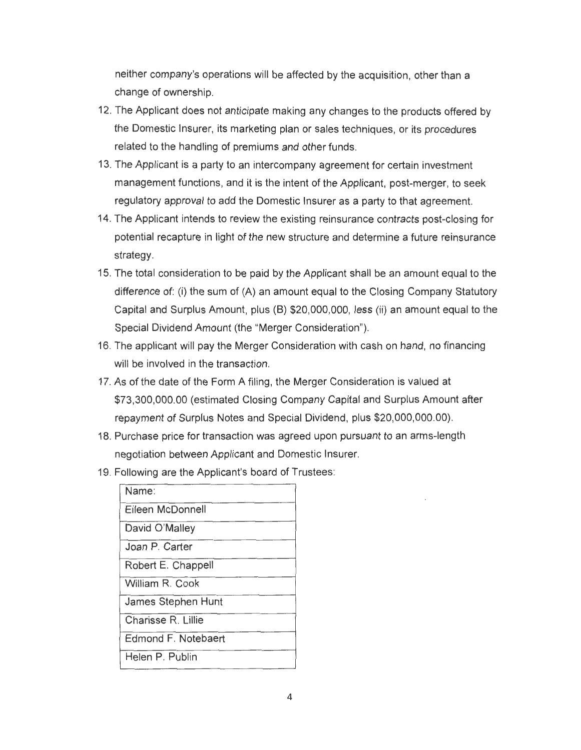neither company's operations will be affected by the acquisition, other than a change of ownership.

12. The Applicant does not anticipate making any changes to the products offered by the Domestic Insurer, its marketing plan or sales techniques, or its procedures related to the handling of premiums and other funds.
13. The Applicant is a party to an intercompany agreement for certain investment management functions, and it is the intent of the Applicant, post-merger, to seek regulatory approval to add the Domestic Insurer as a party to that agreement.
14. The Applicant intends to review the existing reinsurance contracts post-closing for potential recapture in light of the new structure and determine a future reinsurance strategy.
15. The total consideration to be paid by the Applicant shall be an amount equal to the difference of: (i) the sum of (A) an amount equal to the Closing Company Statutory Capital and Surplus Amount, plus (B) $20,000,000, less (ii) an amount equal to the Special Dividend Amount (the "Merger Consideration").
16. The applicant will pay the Merger Consideration with cash on hand, no financing will be involved in the transaction.
17. As of the date of the Form A filing, the Merger Consideration is valued at $73,300,000.00 (estimated Closing Company Capital and Surplus Amount after repayment of Surplus Notes and Special Dividend, plus $20,000,000.00).
18. Purchase price for transaction was agreed upon pursuant to an arms-length negotiation between Applicant and Domestic Insurer.
19. Following are the Applicant's board of Trustees:

| Name: |
|---|
| Eileen McDonnell |
| David O'Malley |
| Joan P. Carter |
| Robert E. Chappell |
| William R. Cook |
| James Stephen Hunt |
| Charisse R. Lillie |
| Edmond F. Notebaert |
| Helen P. Publin |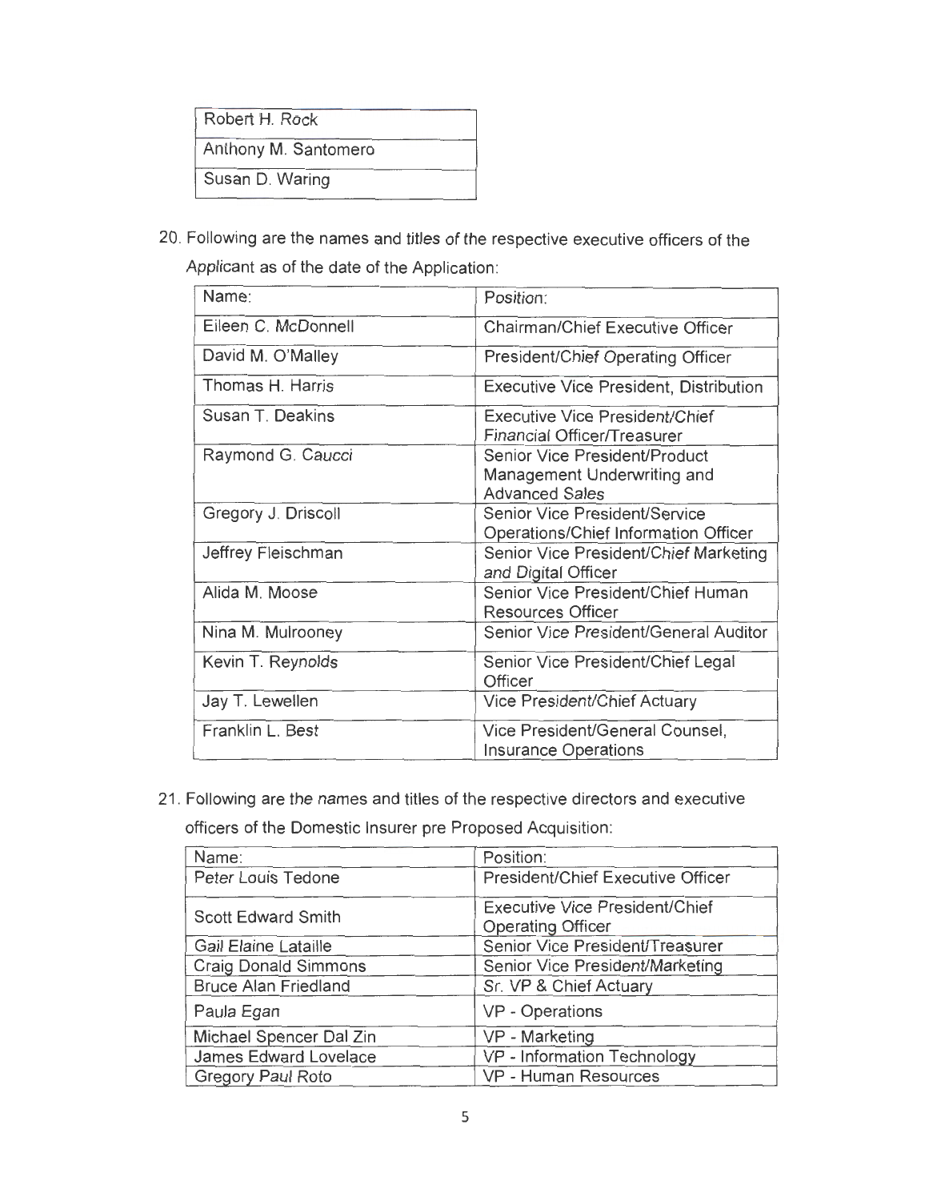| Robert H. Rock |
| --- |
| Anthony M. Santomero |
| Susan D. Waring |

20. Following are the names and titles of the respective executive officers of the Applicant as of the date of the Application:

| Name: | Position: |
| --- | --- |
| Eileen C. McDonnell | Chairman/Chief Executive Officer |
| David M. O'Malley | President/Chief Operating Officer |
| Thomas H. Harris | Executive Vice President, Distribution |
| Susan T. Deakins | Executive Vice President/Chief Financial Officer/Treasurer |
| Raymond G. Caucci | Senior Vice President/Product Management Underwriting and Advanced Sales |
| Gregory J. Driscoll | Senior Vice President/Service Operations/Chief Information Officer |
| Jeffrey Fleischman | Senior Vice President/Chief Marketing and Digital Officer |
| Alida M. Moose | Senior Vice President/Chief Human Resources Officer |
| Nina M. Mulrooney | Senior Vice President/General Auditor |
| Kevin T. Reynolds | Senior Vice President/Chief Legal Officer |
| Jay T. Lewellen | Vice President/Chief Actuary |
| Franklin L. Best | Vice President/General Counsel, Insurance Operations |

21. Following are the names and titles of the respective directors and executive officers of the Domestic Insurer pre Proposed Acquisition:

| Name: | Position: |
| --- | --- |
| Peter Louis Tedone | President/Chief Executive Officer |
| Scott Edward Smith | Executive Vice President/Chief Operating Officer |
| Gail Elaine Lataille | Senior Vice President/Treasurer |
| Craig Donald Simmons | Senior Vice President/Marketing |
| Bruce Alan Friedland | Sr. VP & Chief Actuary |
| Paula Egan | VP - Operations |
| Michael Spencer Dal Zin | VP - Marketing |
| James Edward Lovelace | VP - Information Technology |
| Gregory Paul Roto | VP - Human Resources |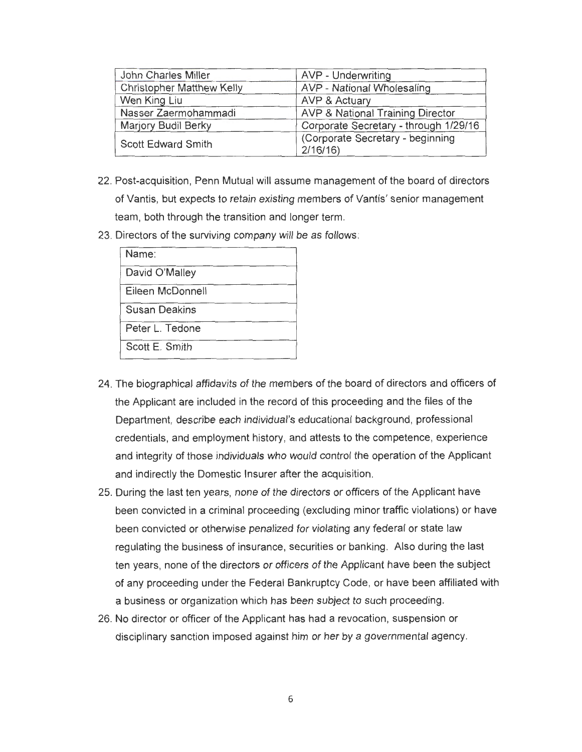| | |
|---|---|
| John Charles Miller | AVP - Underwriting |
| Christopher Matthew Kelly | AVP - National Wholesaling |
| Wen King Liu | AVP & Actuary |
| Nasser Zaermohammadi | AVP & National Training Director |
| Marjory Budil Berky | Corporate Secretary - through 1/29/16 |
| Scott Edward Smith | (Corporate Secretary - beginning 2/16/16) |

22. Post-acquisition, Penn Mutual will assume management of the board of directors of Vantis, but expects to retain existing members of Vantis' senior management team, both through the transition and longer term.
23. Directors of the surviving company will be as follows:

| Name: |
|---|
| David O'Malley |
| Eileen McDonnell |
| Susan Deakins |
| Peter L. Tedone |
| Scott E. Smith |

24. The biographical affidavits of the members of the board of directors and officers of the Applicant are included in the record of this proceeding and the files of the Department, describe each individual's educational background, professional credentials, and employment history, and attests to the competence, experience and integrity of those individuals who would control the operation of the Applicant and indirectly the Domestic Insurer after the acquisition.
25. During the last ten years, none of the directors or officers of the Applicant have been convicted in a criminal proceeding (excluding minor traffic violations) or have been convicted or otherwise penalized for violating any federal or state law regulating the business of insurance, securities or banking. Also during the last ten years, none of the directors or officers of the Applicant have been the subject of any proceeding under the Federal Bankruptcy Code, or have been affiliated with a business or organization which has been subject to such proceeding.
26. No director or officer of the Applicant has had a revocation, suspension or disciplinary sanction imposed against him or her by a governmental agency.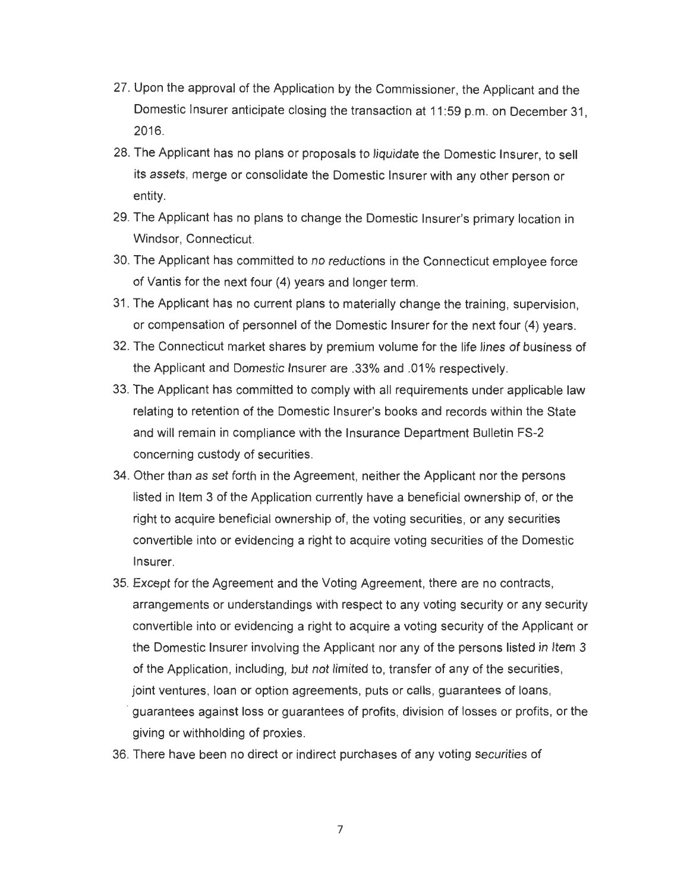27. Upon the approval of the Application by the Commissioner, the Applicant and the Domestic Insurer anticipate closing the transaction at 11:59 p.m. on December 31, 2016.
28. The Applicant has no plans or proposals to liquidate the Domestic Insurer, to sell its assets, merge or consolidate the Domestic Insurer with any other person or entity.
29. The Applicant has no plans to change the Domestic Insurer's primary location in Windsor, Connecticut.
30. The Applicant has committed to no reductions in the Connecticut employee force of Vantis for the next four (4) years and longer term.
31. The Applicant has no current plans to materially change the training, supervision, or compensation of personnel of the Domestic Insurer for the next four (4) years.
32. The Connecticut market shares by premium volume for the life lines of business of the Applicant and Domestic Insurer are .33% and .01% respectively.
33. The Applicant has committed to comply with all requirements under applicable law relating to retention of the Domestic Insurer's books and records within the State and will remain in compliance with the Insurance Department Bulletin FS-2 concerning custody of securities.
34. Other than as set forth in the Agreement, neither the Applicant nor the persons listed in Item 3 of the Application currently have a beneficial ownership of, or the right to acquire beneficial ownership of, the voting securities, or any securities convertible into or evidencing a right to acquire voting securities of the Domestic Insurer.
35. Except for the Agreement and the Voting Agreement, there are no contracts, arrangements or understandings with respect to any voting security or any security convertible into or evidencing a right to acquire a voting security of the Applicant or the Domestic Insurer involving the Applicant nor any of the persons listed in Item 3 of the Application, including, but not limited to, transfer of any of the securities, joint ventures, loan or option agreements, puts or calls, guarantees of loans, guarantees against loss or guarantees of profits, division of losses or profits, or the giving or withholding of proxies.
36. There have been no direct or indirect purchases of any voting securities of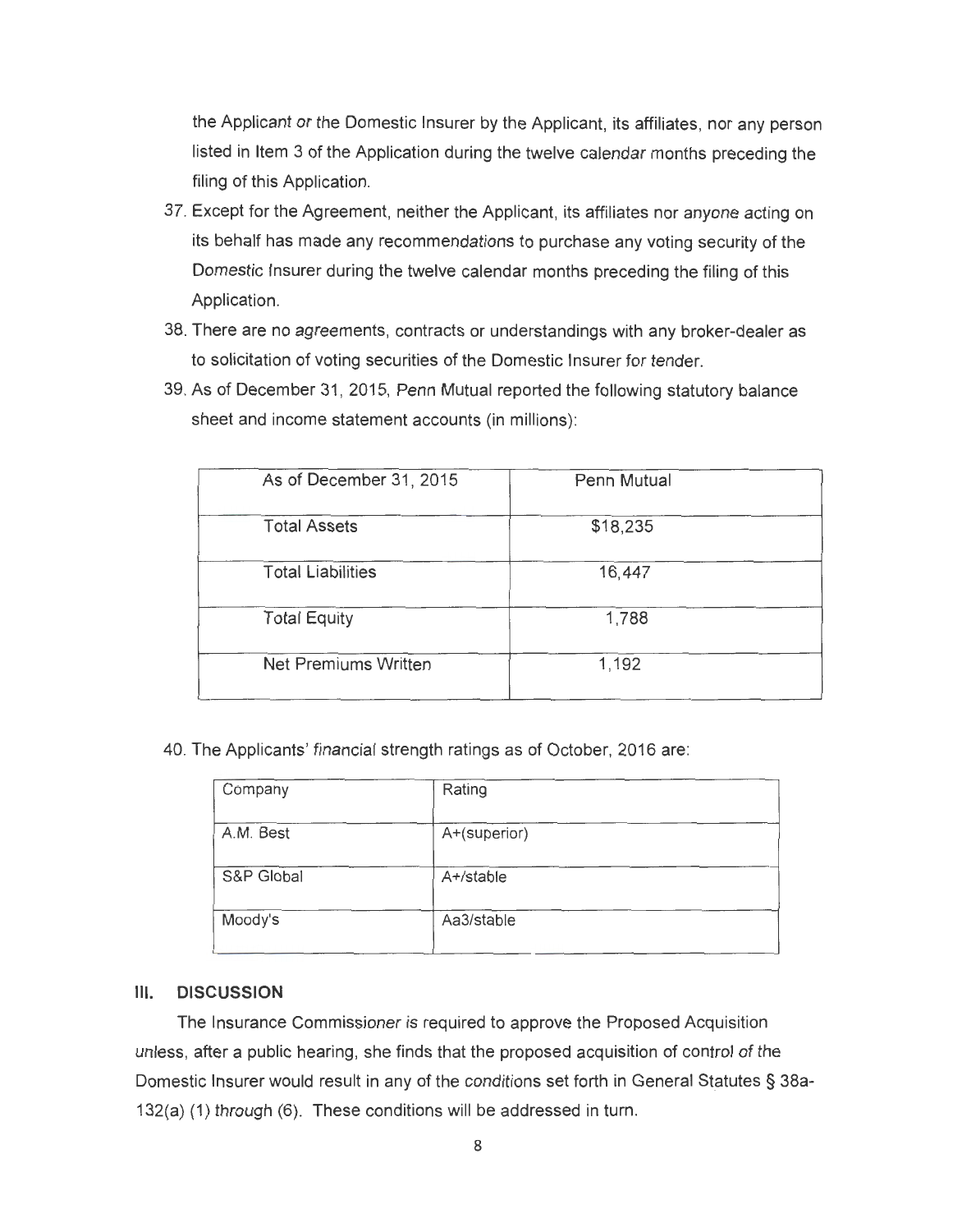the Applicant or the Domestic Insurer by the Applicant, its affiliates, nor any person listed in Item 3 of the Application during the twelve calendar months preceding the filing of this Application.

37. Except for the Agreement, neither the Applicant, its affiliates nor anyone acting on its behalf has made any recommendations to purchase any voting security of the Domestic Insurer during the twelve calendar months preceding the filing of this Application.
38. There are no agreements, contracts or understandings with any broker-dealer as to solicitation of voting securities of the Domestic Insurer for tender.
39. As of December 31, 2015, Penn Mutual reported the following statutory balance sheet and income statement accounts (in millions):

| As of December 31, 2015 | Penn Mutual |
|---|---|
| Total Assets | $18,235 |
| Total Liabilities | 16,447 |
| Total Equity | 1,788 |
| Net Premiums Written | 1,192 |

40. The Applicants' financial strength ratings as of October, 2016 are:

| Company | Rating |
|---|---|
| A.M. Best | A+(superior) |
| S&P Global | A+/stable |
| Moody's | Aa3/stable |

## III. DISCUSSION

The Insurance Commissioner is required to approve the Proposed Acquisition unless, after a public hearing, she finds that the proposed acquisition of control of the Domestic Insurer would result in any of the conditions set forth in General Statutes § 38a-132(a) (1) through (6). These conditions will be addressed in turn.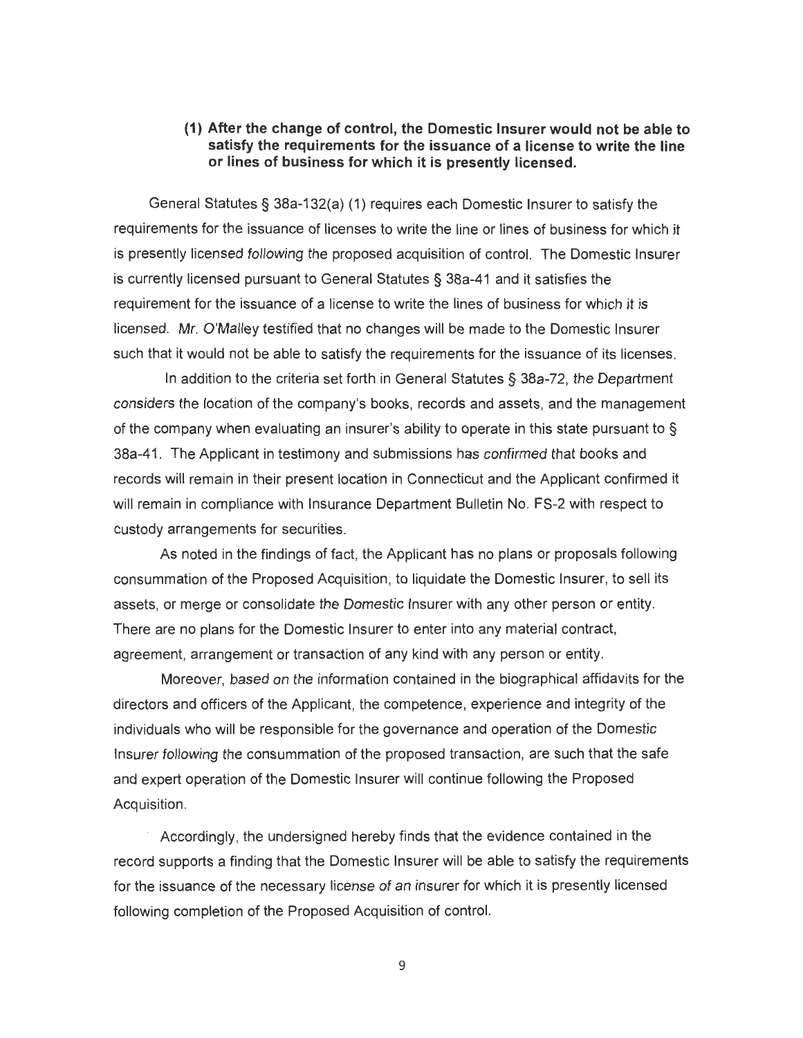**(1) After the change of control, the Domestic Insurer would not be able to satisfy the requirements for the issuance of a license to write the line or lines of business for which it is presently licensed.**

General Statutes § 38a-132(a) (1) requires each Domestic Insurer to satisfy the requirements for the issuance of licenses to write the line or lines of business for which it is presently licensed following the proposed acquisition of control. The Domestic Insurer is currently licensed pursuant to General Statutes § 38a-41 and it satisfies the requirement for the issuance of a license to write the lines of business for which it is licensed. Mr. O'Malley testified that no changes will be made to the Domestic Insurer such that it would not be able to satisfy the requirements for the issuance of its licenses.

In addition to the criteria set forth in General Statutes § 38a-72, the Department considers the location of the company's books, records and assets, and the management of the company when evaluating an insurer's ability to operate in this state pursuant to § 38a-41. The Applicant in testimony and submissions has confirmed that books and records will remain in their present location in Connecticut and the Applicant confirmed it will remain in compliance with Insurance Department Bulletin No. FS-2 with respect to custody arrangements for securities.

As noted in the findings of fact, the Applicant has no plans or proposals following consummation of the Proposed Acquisition, to liquidate the Domestic Insurer, to sell its assets, or merge or consolidate the Domestic Insurer with any other person or entity. There are no plans for the Domestic Insurer to enter into any material contract, agreement, arrangement or transaction of any kind with any person or entity.

Moreover, based on the information contained in the biographical affidavits for the directors and officers of the Applicant, the competence, experience and integrity of the individuals who will be responsible for the governance and operation of the Domestic Insurer following the consummation of the proposed transaction, are such that the safe and expert operation of the Domestic Insurer will continue following the Proposed Acquisition.

Accordingly, the undersigned hereby finds that the evidence contained in the record supports a finding that the Domestic Insurer will be able to satisfy the requirements for the issuance of the necessary license of an insurer for which it is presently licensed following completion of the Proposed Acquisition of control.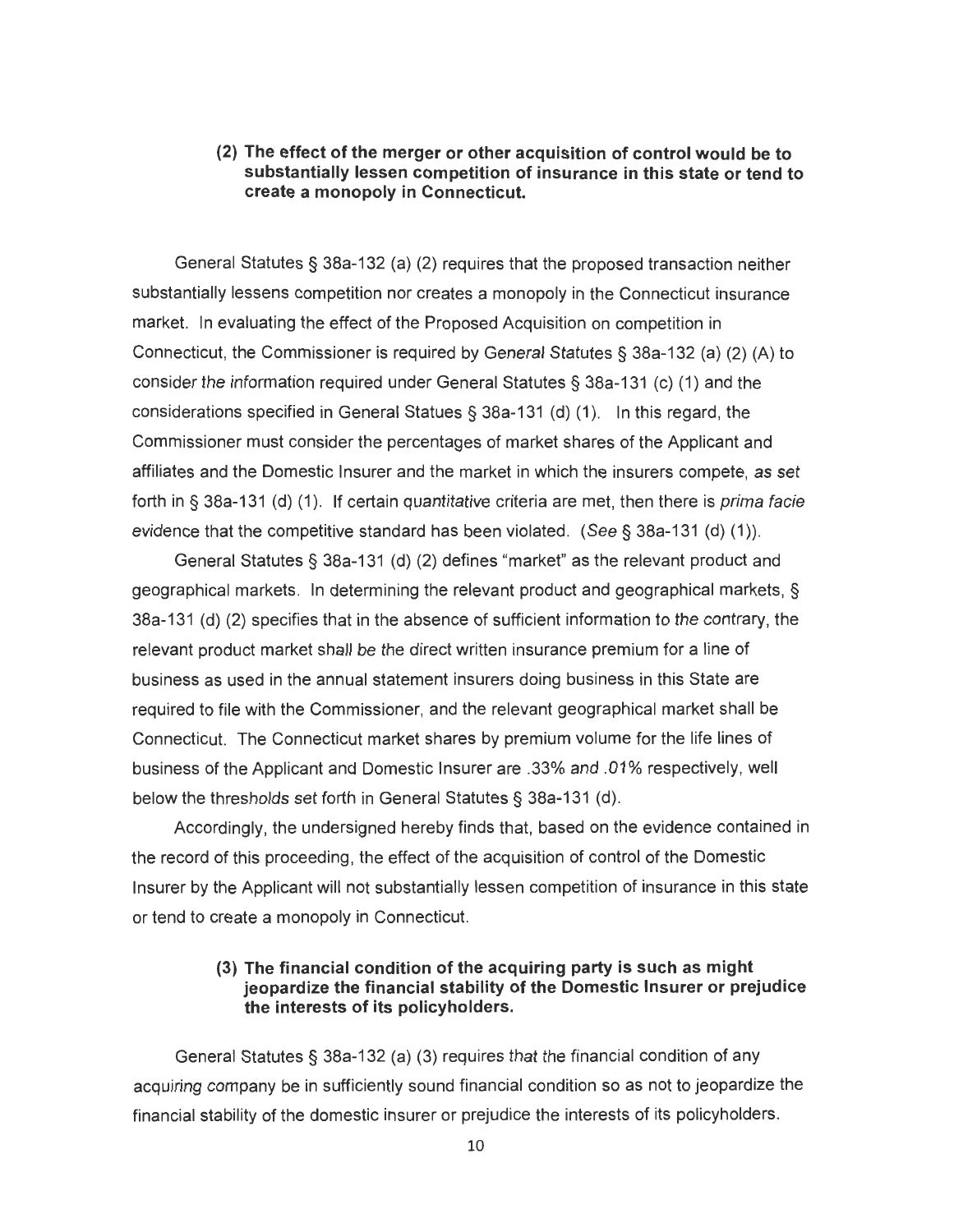**(2) The effect of the merger or other acquisition of control would be to substantially lessen competition of insurance in this state or tend to create a monopoly in Connecticut.**

General Statutes § 38a-132 (a) (2) requires that the proposed transaction neither substantially lessens competition nor creates a monopoly in the Connecticut insurance market. In evaluating the effect of the Proposed Acquisition on competition in Connecticut, the Commissioner is required by General Statutes § 38a-132 (a) (2) (A) to consider the information required under General Statutes § 38a-131 (c) (1) and the considerations specified in General Statues § 38a-131 (d) (1). In this regard, the Commissioner must consider the percentages of market shares of the Applicant and affiliates and the Domestic Insurer and the market in which the insurers compete, as set forth in § 38a-131 (d) (1). If certain quantitative criteria are met, then there is *prima facie* evidence that the competitive standard has been violated. (*See* § 38a-131 (d) (1)).

General Statutes § 38a-131 (d) (2) defines "market" as the relevant product and geographical markets. In determining the relevant product and geographical markets, § 38a-131 (d) (2) specifies that in the absence of sufficient information to the contrary, the relevant product market shall be the direct written insurance premium for a line of business as used in the annual statement insurers doing business in this State are required to file with the Commissioner, and the relevant geographical market shall be Connecticut. The Connecticut market shares by premium volume for the life lines of business of the Applicant and Domestic Insurer are .33% and .01% respectively, well below the thresholds set forth in General Statutes § 38a-131 (d).

Accordingly, the undersigned hereby finds that, based on the evidence contained in the record of this proceeding, the effect of the acquisition of control of the Domestic Insurer by the Applicant will not substantially lessen competition of insurance in this state or tend to create a monopoly in Connecticut.

**(3) The financial condition of the acquiring party is such as might jeopardize the financial stability of the Domestic Insurer or prejudice the interests of its policyholders.**

General Statutes § 38a-132 (a) (3) requires that the financial condition of any acquiring company be in sufficiently sound financial condition so as not to jeopardize the financial stability of the domestic insurer or prejudice the interests of its policyholders.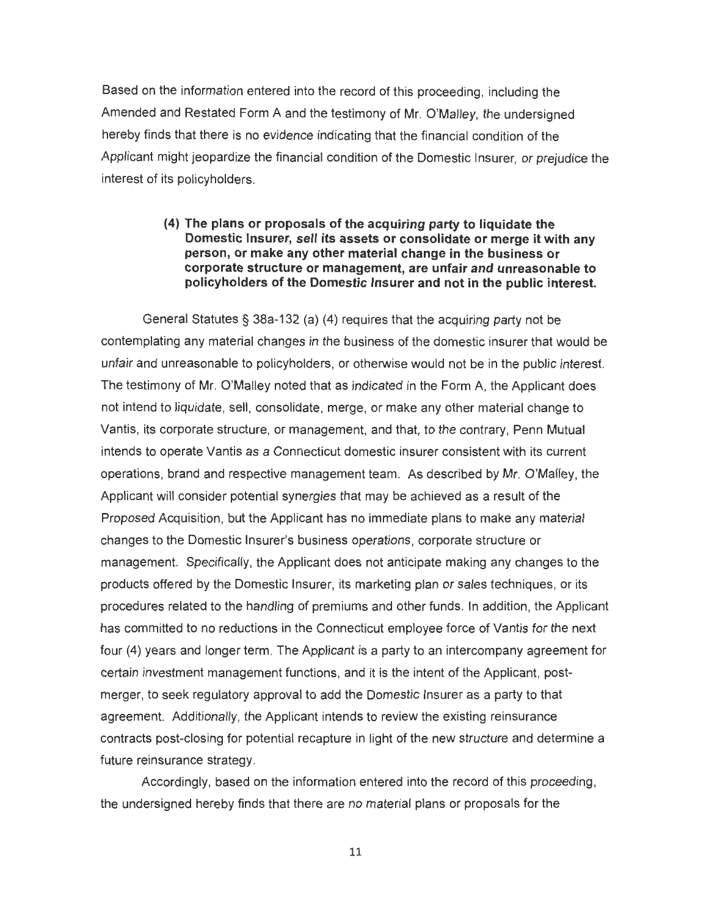Based on the information entered into the record of this proceeding, including the Amended and Restated Form A and the testimony of Mr. O'Malley, the undersigned hereby finds that there is no evidence indicating that the financial condition of the Applicant might jeopardize the financial condition of the Domestic Insurer, or prejudice the interest of its policyholders.

> **(4) The plans or proposals of the acquiring party to liquidate the Domestic Insurer, sell its assets or consolidate or merge it with any person, or make any other material change in the business or corporate structure or management, are unfair and unreasonable to policyholders of the Domestic Insurer and not in the public interest.**

General Statutes § 38a-132 (a) (4) requires that the acquiring party not be contemplating any material changes in the business of the domestic insurer that would be unfair and unreasonable to policyholders, or otherwise would not be in the public interest. The testimony of Mr. O'Malley noted that as indicated in the Form A, the Applicant does not intend to liquidate, sell, consolidate, merge, or make any other material change to Vantis, its corporate structure, or management, and that, to the contrary, Penn Mutual intends to operate Vantis as a Connecticut domestic insurer consistent with its current operations, brand and respective management team. As described by Mr. O'Malley, the Applicant will consider potential synergies that may be achieved as a result of the Proposed Acquisition, but the Applicant has no immediate plans to make any material changes to the Domestic Insurer's business operations, corporate structure or management. Specifically, the Applicant does not anticipate making any changes to the products offered by the Domestic Insurer, its marketing plan or sales techniques, or its procedures related to the handling of premiums and other funds. In addition, the Applicant has committed to no reductions in the Connecticut employee force of Vantis for the next four (4) years and longer term. The Applicant is a party to an intercompany agreement for certain investment management functions, and it is the intent of the Applicant, post-merger, to seek regulatory approval to add the Domestic Insurer as a party to that agreement. Additionally, the Applicant intends to review the existing reinsurance contracts post-closing for potential recapture in light of the new structure and determine a future reinsurance strategy.

Accordingly, based on the information entered into the record of this proceeding, the undersigned hereby finds that there are no material plans or proposals for the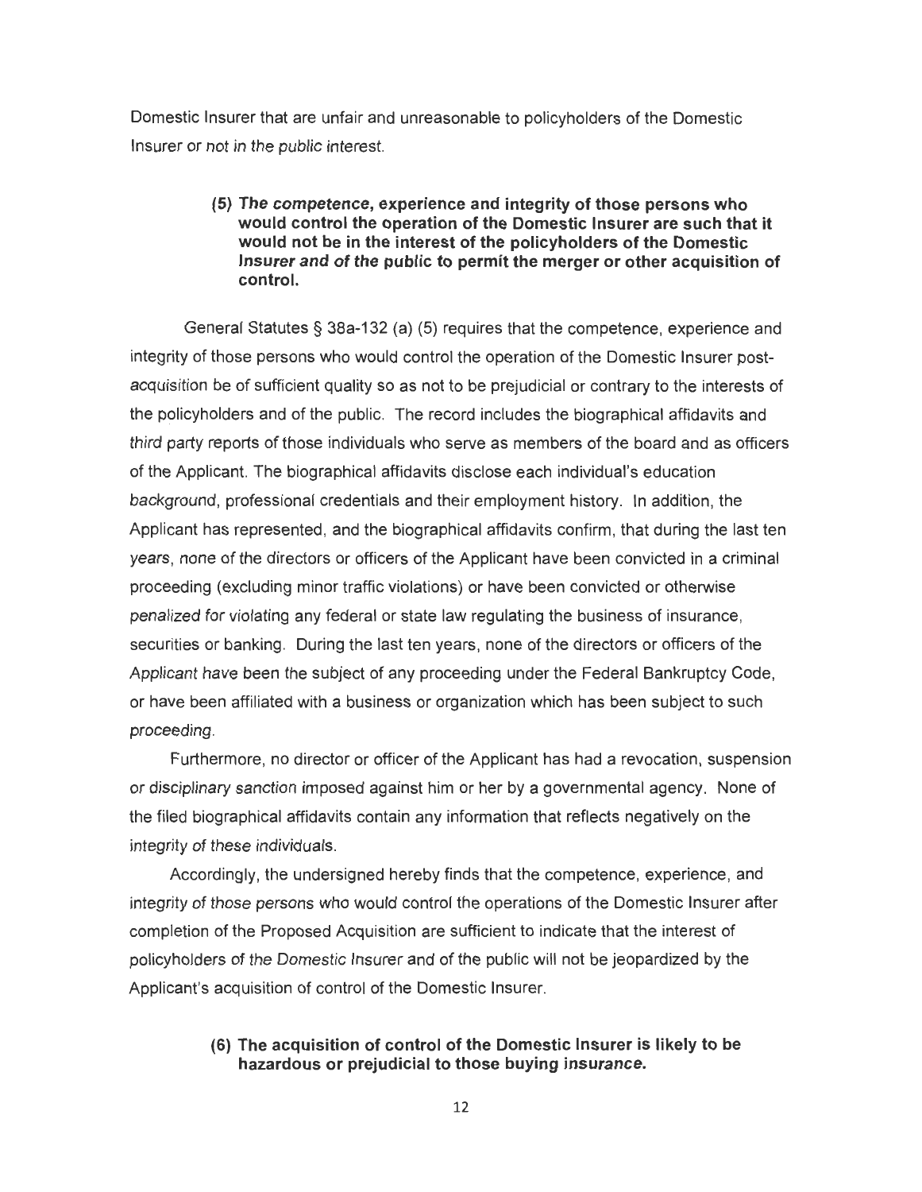Domestic Insurer that are unfair and unreasonable to policyholders of the Domestic Insurer or not in the public interest.

> **(5) The competence, experience and integrity of those persons who would control the operation of the Domestic Insurer are such that it would not be in the interest of the policyholders of the Domestic Insurer and of the public to permit the merger or other acquisition of control.**

General Statutes § 38a-132 (a) (5) requires that the competence, experience and integrity of those persons who would control the operation of the Domestic Insurer post-acquisition be of sufficient quality so as not to be prejudicial or contrary to the interests of the policyholders and of the public. The record includes the biographical affidavits and third party reports of those individuals who serve as members of the board and as officers of the Applicant. The biographical affidavits disclose each individual's education background, professional credentials and their employment history. In addition, the Applicant has represented, and the biographical affidavits confirm, that during the last ten years, none of the directors or officers of the Applicant have been convicted in a criminal proceeding (excluding minor traffic violations) or have been convicted or otherwise penalized for violating any federal or state law regulating the business of insurance, securities or banking. During the last ten years, none of the directors or officers of the Applicant have been the subject of any proceeding under the Federal Bankruptcy Code, or have been affiliated with a business or organization which has been subject to such proceeding.

Furthermore, no director or officer of the Applicant has had a revocation, suspension or disciplinary sanction imposed against him or her by a governmental agency. None of the filed biographical affidavits contain any information that reflects negatively on the integrity of these individuals.

Accordingly, the undersigned hereby finds that the competence, experience, and integrity of those persons who would control the operations of the Domestic Insurer after completion of the Proposed Acquisition are sufficient to indicate that the interest of policyholders of the Domestic Insurer and of the public will not be jeopardized by the Applicant's acquisition of control of the Domestic Insurer.

> **(6) The acquisition of control of the Domestic Insurer is likely to be hazardous or prejudicial to those buying insurance.**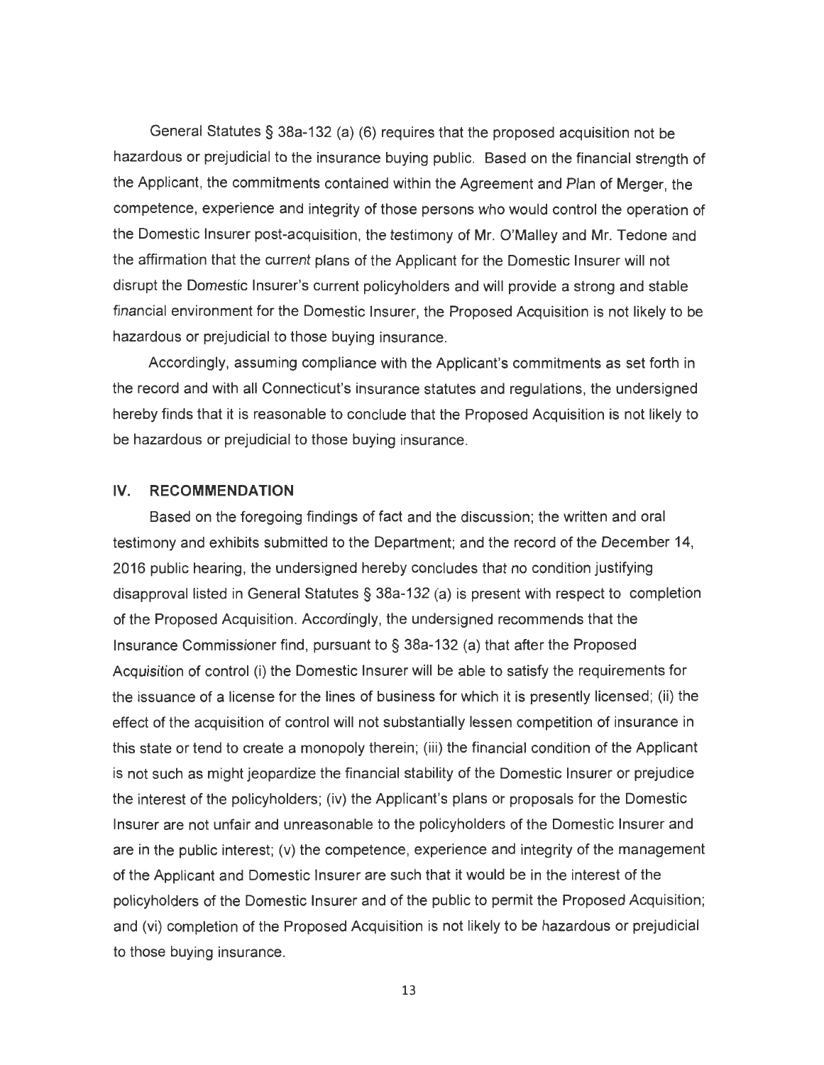General Statutes § 38a-132 (a) (6) requires that the proposed acquisition not be hazardous or prejudicial to the insurance buying public. Based on the financial strength of the Applicant, the commitments contained within the Agreement and Plan of Merger, the competence, experience and integrity of those persons who would control the operation of the Domestic Insurer post-acquisition, the testimony of Mr. O'Malley and Mr. Tedone and the affirmation that the current plans of the Applicant for the Domestic Insurer will not disrupt the Domestic Insurer's current policyholders and will provide a strong and stable financial environment for the Domestic Insurer, the Proposed Acquisition is not likely to be hazardous or prejudicial to those buying insurance.

Accordingly, assuming compliance with the Applicant's commitments as set forth in the record and with all Connecticut's insurance statutes and regulations, the undersigned hereby finds that it is reasonable to conclude that the Proposed Acquisition is not likely to be hazardous or prejudicial to those buying insurance.

## IV. RECOMMENDATION

Based on the foregoing findings of fact and the discussion; the written and oral testimony and exhibits submitted to the Department; and the record of the December 14, 2016 public hearing, the undersigned hereby concludes that no condition justifying disapproval listed in General Statutes § 38a-132 (a) is present with respect to completion of the Proposed Acquisition. Accordingly, the undersigned recommends that the Insurance Commissioner find, pursuant to § 38a-132 (a) that after the Proposed Acquisition of control (i) the Domestic Insurer will be able to satisfy the requirements for the issuance of a license for the lines of business for which it is presently licensed; (ii) the effect of the acquisition of control will not substantially lessen competition of insurance in this state or tend to create a monopoly therein; (iii) the financial condition of the Applicant is not such as might jeopardize the financial stability of the Domestic Insurer or prejudice the interest of the policyholders; (iv) the Applicant's plans or proposals for the Domestic Insurer are not unfair and unreasonable to the policyholders of the Domestic Insurer and are in the public interest; (v) the competence, experience and integrity of the management of the Applicant and Domestic Insurer are such that it would be in the interest of the policyholders of the Domestic Insurer and of the public to permit the Proposed Acquisition; and (vi) completion of the Proposed Acquisition is not likely to be hazardous or prejudicial to those buying insurance.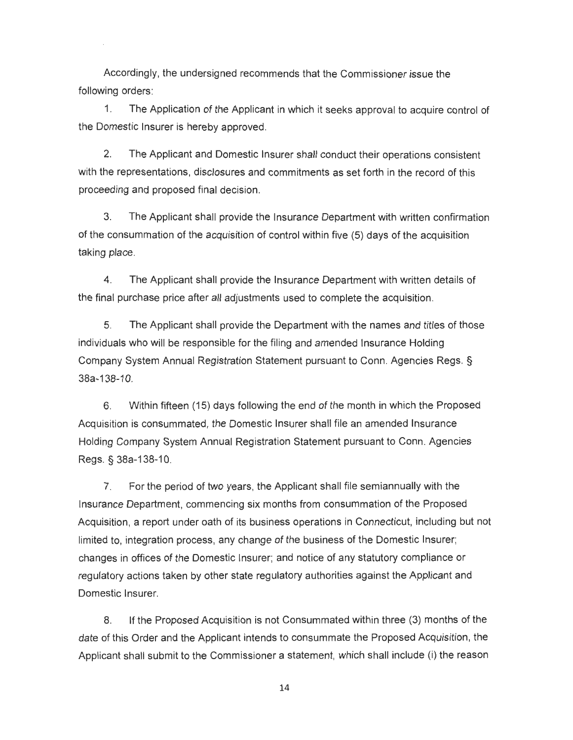Accordingly, the undersigned recommends that the Commissioner issue the following orders:

1. The Application of the Applicant in which it seeks approval to acquire control of the Domestic Insurer is hereby approved.

2. The Applicant and Domestic Insurer shall conduct their operations consistent with the representations, disclosures and commitments as set forth in the record of this proceeding and proposed final decision.

3. The Applicant shall provide the Insurance Department with written confirmation of the consummation of the acquisition of control within five (5) days of the acquisition taking place.

4. The Applicant shall provide the Insurance Department with written details of the final purchase price after all adjustments used to complete the acquisition.

5. The Applicant shall provide the Department with the names and titles of those individuals who will be responsible for the filing and amended Insurance Holding Company System Annual Registration Statement pursuant to Conn. Agencies Regs. § 38a-138-10.

6. Within fifteen (15) days following the end of the month in which the Proposed Acquisition is consummated, the Domestic Insurer shall file an amended Insurance Holding Company System Annual Registration Statement pursuant to Conn. Agencies Regs. § 38a-138-10.

7. For the period of two years, the Applicant shall file semiannually with the Insurance Department, commencing six months from consummation of the Proposed Acquisition, a report under oath of its business operations in Connecticut, including but not limited to, integration process, any change of the business of the Domestic Insurer; changes in offices of the Domestic Insurer; and notice of any statutory compliance or regulatory actions taken by other state regulatory authorities against the Applicant and Domestic Insurer.

8. If the Proposed Acquisition is not Consummated within three (3) months of the date of this Order and the Applicant intends to consummate the Proposed Acquisition, the Applicant shall submit to the Commissioner a statement, which shall include (i) the reason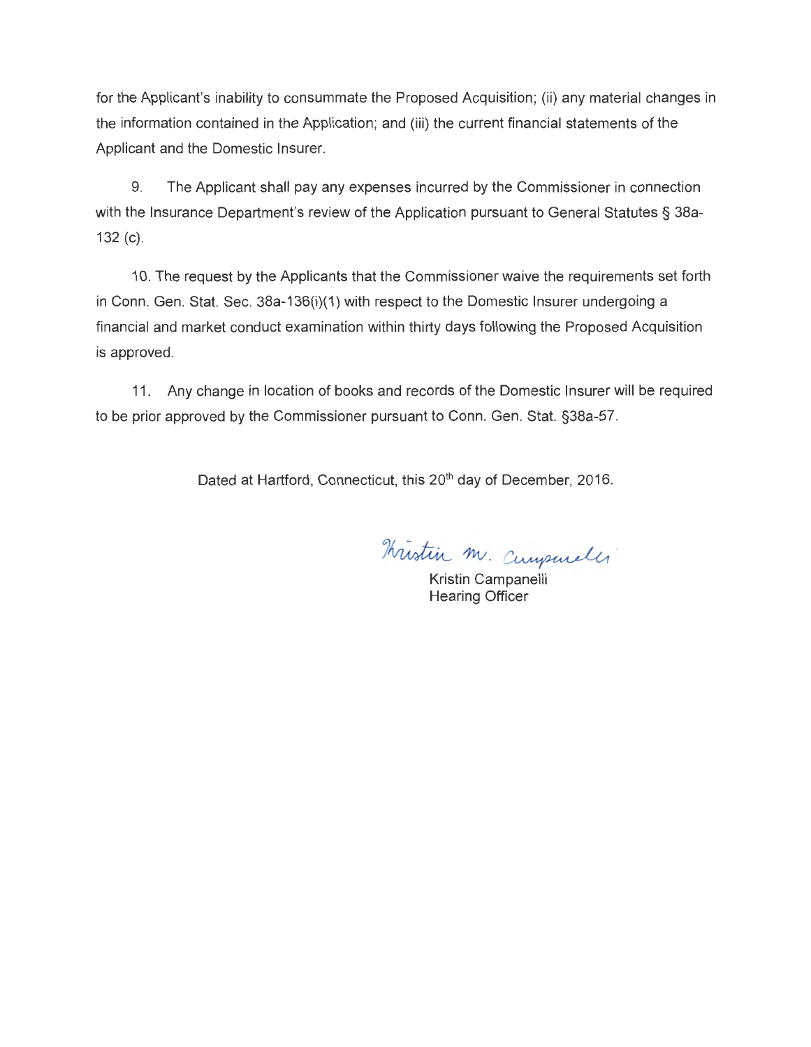for the Applicant's inability to consummate the Proposed Acquisition; (ii) any material changes in the information contained in the Application; and (iii) the current financial statements of the Applicant and the Domestic Insurer.

9. The Applicant shall pay any expenses incurred by the Commissioner in connection with the Insurance Department's review of the Application pursuant to General Statutes § 38a-132 (c).

10. The request by the Applicants that the Commissioner waive the requirements set forth in Conn. Gen. Stat. Sec. 38a-136(i)(1) with respect to the Domestic Insurer undergoing a financial and market conduct examination within thirty days following the Proposed Acquisition is approved.

11. Any change in location of books and records of the Domestic Insurer will be required to be prior approved by the Commissioner pursuant to Conn. Gen. Stat. §38a-57.

Dated at Hartford, Connecticut, this 20th day of December, 2016.

Kristin M. Campanelli

Kristin Campanelli
Hearing Officer